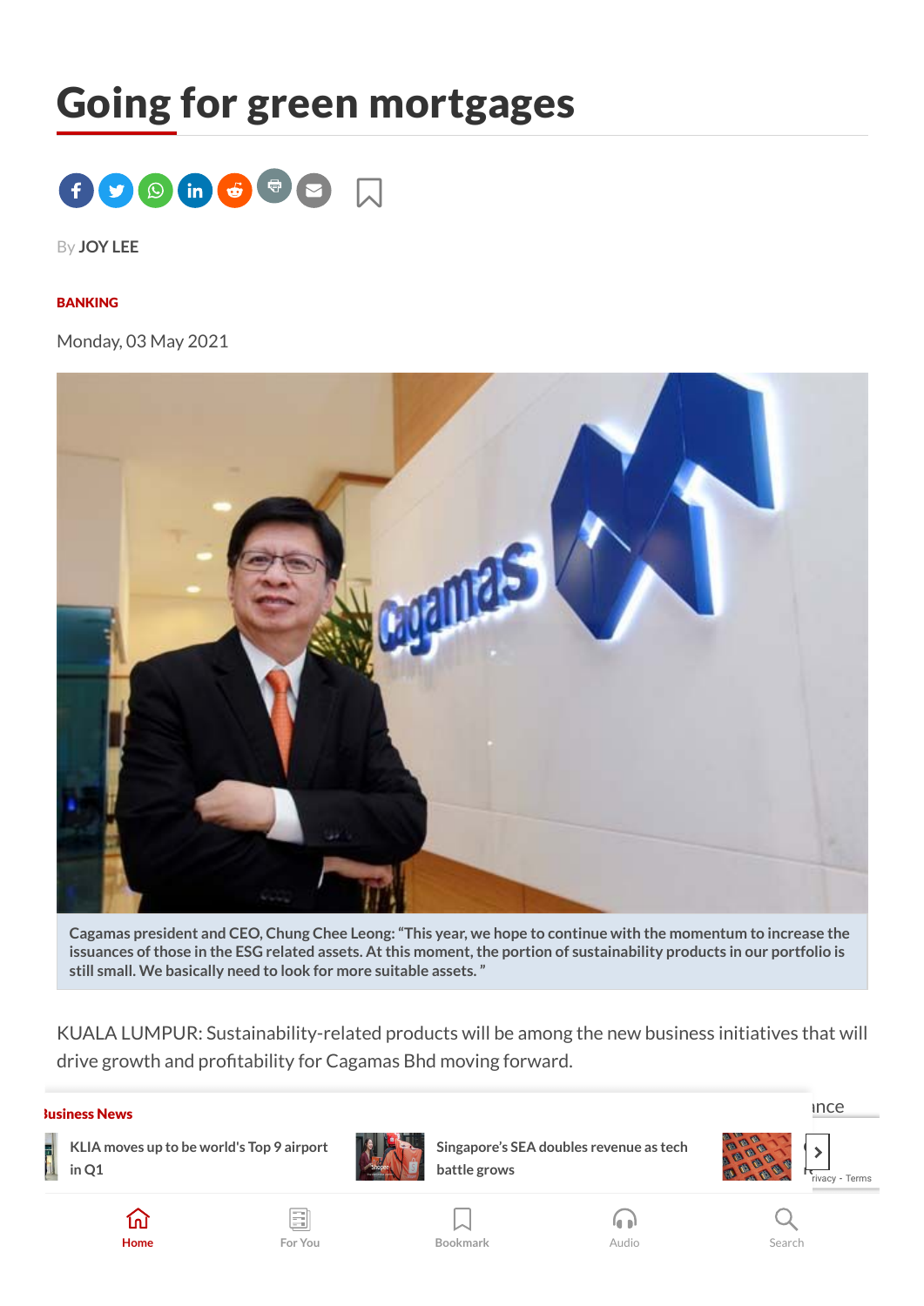# Going for green mortgages

By **JOY LEE**

**BANKING**

Monday, 03 May 2021

Cagamas president and CEO, Chung Chee Leong: "This year, we hope to continue with the momentum to increase the issuances of those in the ESG related assets. At this moment, the portion of sustainability products in our portfolio is still small. We basically need to look for more suitable assets. "

KUALA LUMPUR: Sustainability-related products will be among the new business initiatives that will drive growth and profitability for Cagamas Bhd moving forward.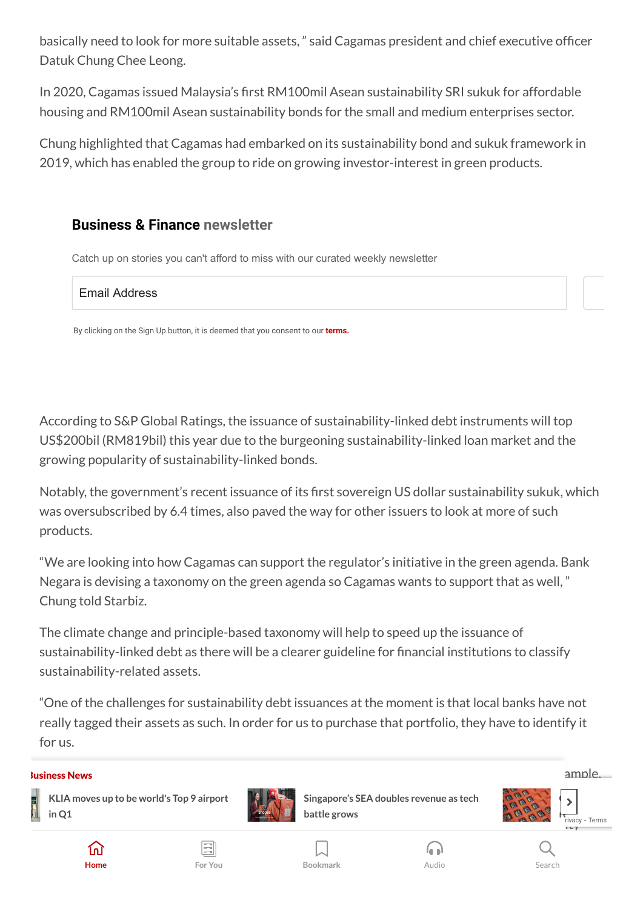basically need to look for more suitable assets," said Cagamas president and chief executive officer Datuk Chung Chee Leong.

In 2020, Cagamas issued Malaysia's first RM100mil Asean sustainability SRI sukuk for affordable housing and RM100mil Asean sustainability bonds for the small and medium enterprises sector.

Chung highlighted that Cagamas had embarked on its sustainability bond and sukuk framework in 2019, which has enabled the group to ride on growing investor-interest in green products.

According to S&P Global Ratings, the issuance of sustainability-linked debt instruments will top US$200bil (RM819bil) this year due to the burgeoning sustainability-linked loan market and the growing popularity of sustainability-linked bonds.

Notably, the government's recent issuance of its first sovereign US dollar sustainability sukuk, which was oversubscribed by 6.4 times, also paved the way for other issuers to look at more of such products.

"We are looking into how Cagamas can support the regulator's initiative in the green agenda. Bank Negara is devising a taxonomy on the green agenda so Cagamas wants to support that as well," Chung told Starbiz.

The climate change and principle-based taxonomy will help to speed up the issuance of sustainability-linked debt as there will be a clearer guideline for financial institutions to classify sustainability-related assets.

"One of the challenges for sustainability debt issuances at the moment is that local banks have not really tagged their assets as such. In order for us to purchase that portfolio, they have to identify it for us.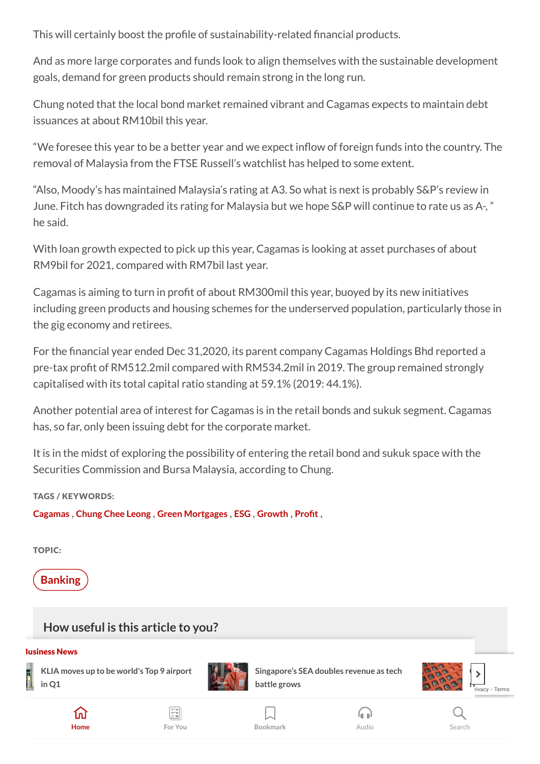This will certainly boost the profile of sustainability-related financial products.

And as more large corporates and funds look to align themselves with the sustainable development goals, demand for green products should remain strong in the long run.

Chung noted that the local bond market remained vibrant and Cagamas expects to maintain debt issuances at about RM10bil this year.

"We foresee this year to be a better year and we expect inflow of foreign funds into the country. The removal of Malaysia from the FTSE Russell's watchlist has helped to some extent.

"Also, Moody's has maintained Malaysia's rating at A3. So what is next is probably S&P's review in June. Fitch has downgraded its rating for Malaysia but we hope S&P will continue to rate us as A-, " he said.

With loan growth expected to pick up this year, Cagamas is looking at asset purchases of about RM9bil for 2021, compared with RM7bil last year.

Cagamas is aiming to turn in profit of about RM300mil this year, buoyed by its new initiatives including green products and housing schemes for the underserved population, particularly those in the gig economy and retirees.

For the financial year ended Dec 31,2020, its parent company Cagamas Holdings Bhd reported a pre-tax profit of RM512.2mil compared with RM534.2mil in 2019. The group remained strongly capitalised with its total capital ratio standing at 59.1% (2019: 44.1%).

Another potential area of interest for Cagamas is in the retail bonds and sukuk segment. Cagamas has, so far, only been issuing debt for the corporate market.

It is in the midst of exploring the possibility of entering the retail bond and sukuk space with the Securities Commission and Bursa Malaysia, according to Chung.

**TAGS / KEYWORDS:**

Cagamas , Chung Chee Leong , Green Mortgages , ESG , Growth , Profit ,

**TOPIC:**

Banking